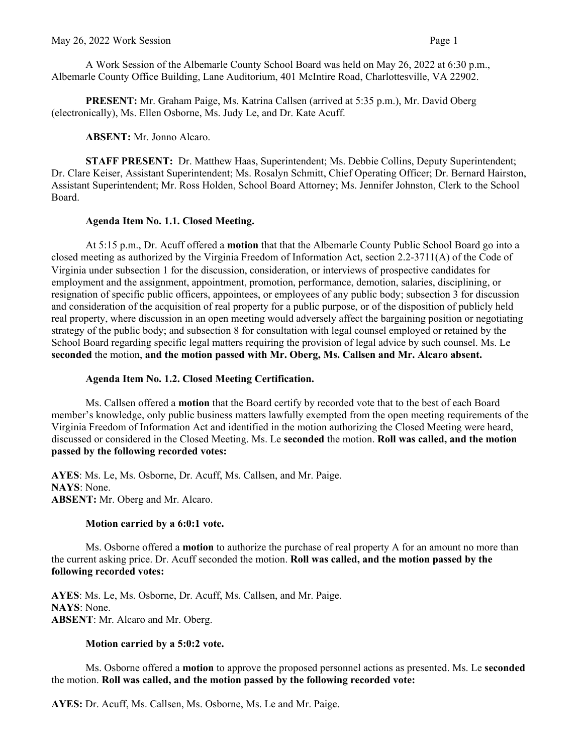A Work Session of the Albemarle County School Board was held on May 26, 2022 at 6:30 p.m., Albemarle County Office Building, Lane Auditorium, 401 McIntire Road, Charlottesville, VA 22902.

**PRESENT:** Mr. Graham Paige, Ms. Katrina Callsen (arrived at 5:35 p.m.), Mr. David Oberg (electronically), Ms. Ellen Osborne, Ms. Judy Le, and Dr. Kate Acuff.

**ABSENT:** Mr. Jonno Alcaro.

**STAFF PRESENT:** Dr. Matthew Haas, Superintendent; Ms. Debbie Collins, Deputy Superintendent; Dr. Clare Keiser, Assistant Superintendent; Ms. Rosalyn Schmitt, Chief Operating Officer; Dr. Bernard Hairston, Assistant Superintendent; Mr. Ross Holden, School Board Attorney; Ms. Jennifer Johnston, Clerk to the School Board.

**Agenda Item No. 1.1. Closed Meeting.**

At 5:15 p.m., Dr. Acuff offered a **motion** that that the Albemarle County Public School Board go into a closed meeting as authorized by the Virginia Freedom of Information Act, section 2.2-3711(A) of the Code of Virginia under subsection 1 for the discussion, consideration, or interviews of prospective candidates for employment and the assignment, appointment, promotion, performance, demotion, salaries, disciplining, or resignation of specific public officers, appointees, or employees of any public body; subsection 3 for discussion and consideration of the acquisition of real property for a public purpose, or of the disposition of publicly held real property, where discussion in an open meeting would adversely affect the bargaining position or negotiating strategy of the public body; and subsection 8 for consultation with legal counsel employed or retained by the School Board regarding specific legal matters requiring the provision of legal advice by such counsel. Ms. Le **seconded** the motion, **and the motion passed with Mr. Oberg, Ms. Callsen and Mr. Alcaro absent.**

**Agenda Item No. 1.2. Closed Meeting Certification.**

Ms. Callsen offered a **motion** that the Board certify by recorded vote that to the best of each Board member's knowledge, only public business matters lawfully exempted from the open meeting requirements of the Virginia Freedom of Information Act and identified in the motion authorizing the Closed Meeting were heard, discussed or considered in the Closed Meeting. Ms. Le **seconded** the motion. **Roll was called, and the motion passed by the following recorded votes:**

**AYES**: Ms. Le, Ms. Osborne, Dr. Acuff, Ms. Callsen, and Mr. Paige.
**NAYS**: None.
**ABSENT:** Mr. Oberg and Mr. Alcaro.

**Motion carried by a 6:0:1 vote.**

Ms. Osborne offered a **motion** to authorize the purchase of real property A for an amount no more than the current asking price. Dr. Acuff seconded the motion. **Roll was called, and the motion passed by the following recorded votes:**

**AYES**: Ms. Le, Ms. Osborne, Dr. Acuff, Ms. Callsen, and Mr. Paige.
**NAYS**: None.
**ABSENT**: Mr. Alcaro and Mr. Oberg.

**Motion carried by a 5:0:2 vote.**

Ms. Osborne offered a **motion** to approve the proposed personnel actions as presented. Ms. Le **seconded** the motion. **Roll was called, and the motion passed by the following recorded vote:**

**AYES:** Dr. Acuff, Ms. Callsen, Ms. Osborne, Ms. Le and Mr. Paige.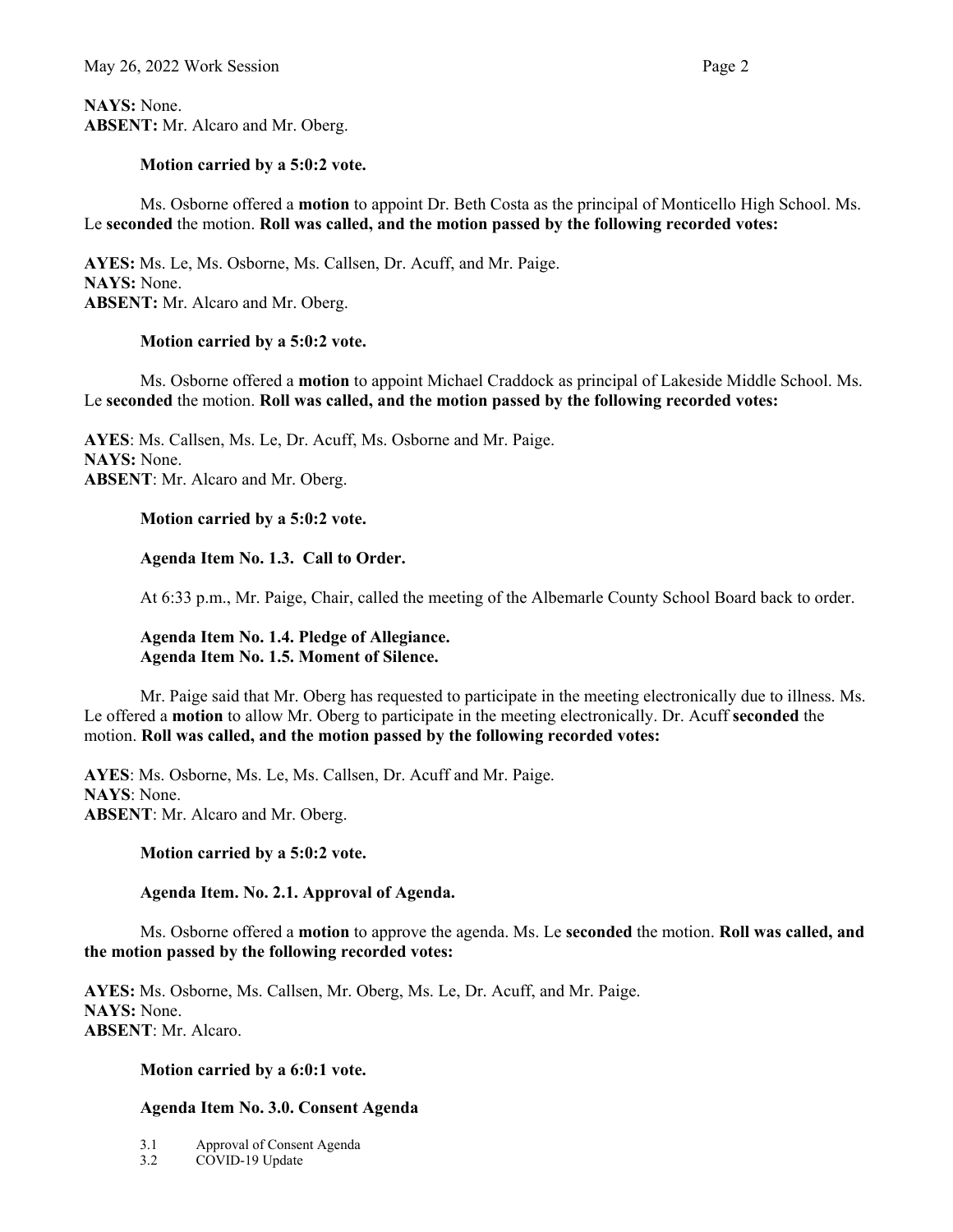**NAYS:** None.
**ABSENT:** Mr. Alcaro and Mr. Oberg.

**Motion carried by a 5:0:2 vote.**

Ms. Osborne offered a **motion** to appoint Dr. Beth Costa as the principal of Monticello High School. Ms. Le **seconded** the motion. **Roll was called, and the motion passed by the following recorded votes:**

**AYES:** Ms. Le, Ms. Osborne, Ms. Callsen, Dr. Acuff, and Mr. Paige.
**NAYS:** None.
**ABSENT:** Mr. Alcaro and Mr. Oberg.

**Motion carried by a 5:0:2 vote.**

Ms. Osborne offered a **motion** to appoint Michael Craddock as principal of Lakeside Middle School. Ms. Le **seconded** the motion. **Roll was called, and the motion passed by the following recorded votes:**

**AYES**: Ms. Callsen, Ms. Le, Dr. Acuff, Ms. Osborne and Mr. Paige.
**NAYS:** None.
**ABSENT**: Mr. Alcaro and Mr. Oberg.

**Motion carried by a 5:0:2 vote.**

**Agenda Item No. 1.3. Call to Order.**

At 6:33 p.m., Mr. Paige, Chair, called the meeting of the Albemarle County School Board back to order.

**Agenda Item No. 1.4. Pledge of Allegiance.**
**Agenda Item No. 1.5. Moment of Silence.**

Mr. Paige said that Mr. Oberg has requested to participate in the meeting electronically due to illness. Ms. Le offered a **motion** to allow Mr. Oberg to participate in the meeting electronically. Dr. Acuff **seconded** the motion. **Roll was called, and the motion passed by the following recorded votes:**

**AYES**: Ms. Osborne, Ms. Le, Ms. Callsen, Dr. Acuff and Mr. Paige.
**NAYS**: None.
**ABSENT**: Mr. Alcaro and Mr. Oberg.

**Motion carried by a 5:0:2 vote.**

**Agenda Item. No. 2.1. Approval of Agenda.**

Ms. Osborne offered a **motion** to approve the agenda. Ms. Le **seconded** the motion. **Roll was called, and the motion passed by the following recorded votes:**

**AYES:** Ms. Osborne, Ms. Callsen, Mr. Oberg, Ms. Le, Dr. Acuff, and Mr. Paige.
**NAYS:** None.
**ABSENT**: Mr. Alcaro.

**Motion carried by a 6:0:1 vote.**

**Agenda Item No. 3.0. Consent Agenda**

3.1 Approval of Consent Agenda
3.2 COVID-19 Update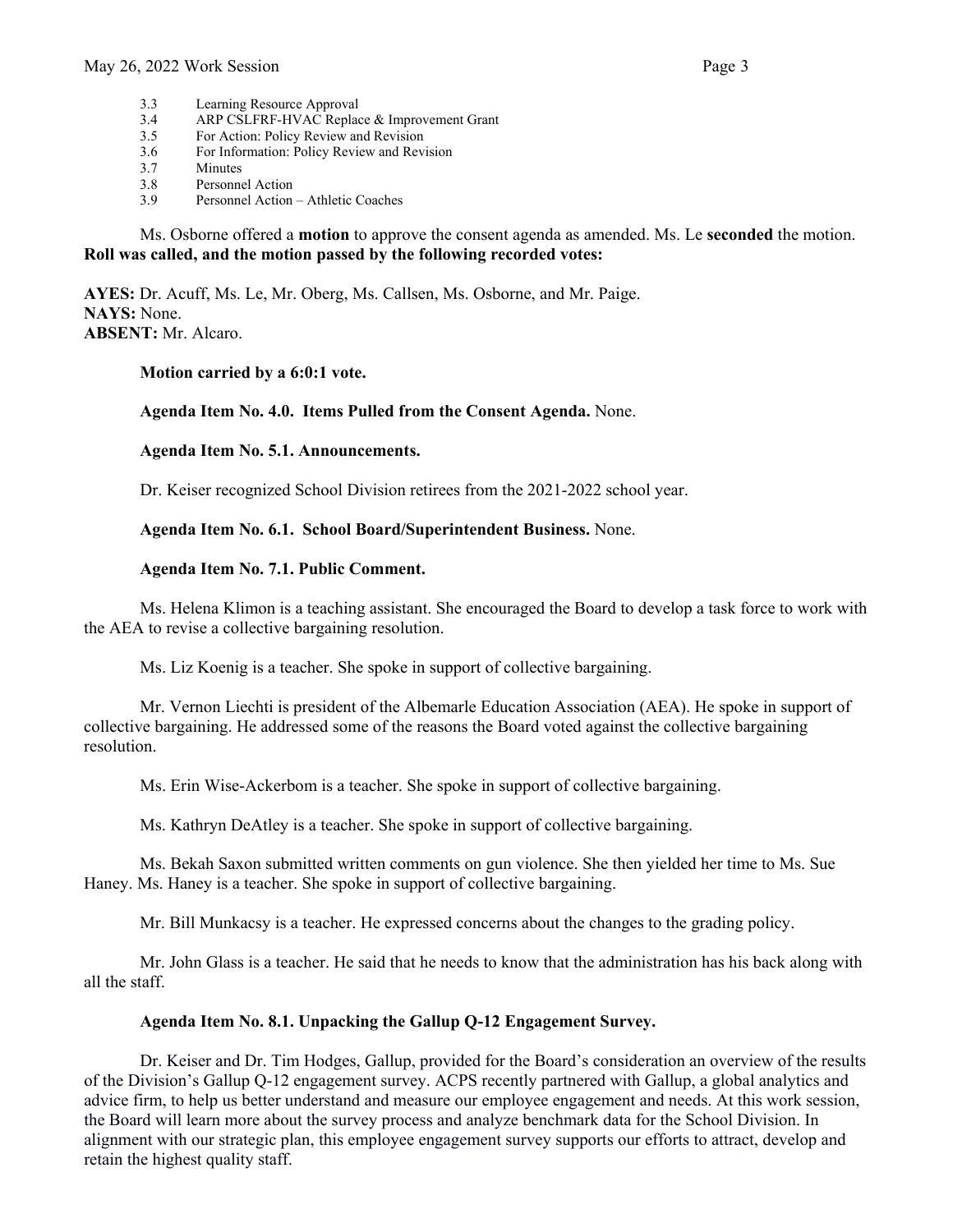3.3 Learning Resource Approval
3.4 ARP CSLFRF-HVAC Replace & Improvement Grant
3.5 For Action: Policy Review and Revision
3.6 For Information: Policy Review and Revision
3.7 Minutes
3.8 Personnel Action
3.9 Personnel Action – Athletic Coaches

Ms. Osborne offered a **motion** to approve the consent agenda as amended. Ms. Le **seconded** the motion. **Roll was called, and the motion passed by the following recorded votes:**

**AYES:** Dr. Acuff, Ms. Le, Mr. Oberg, Ms. Callsen, Ms. Osborne, and Mr. Paige.
**NAYS:** None.
**ABSENT:** Mr. Alcaro.

**Motion carried by a 6:0:1 vote.**

**Agenda Item No. 4.0. Items Pulled from the Consent Agenda.** None.

**Agenda Item No. 5.1. Announcements.**

Dr. Keiser recognized School Division retirees from the 2021-2022 school year.

**Agenda Item No. 6.1. School Board/Superintendent Business.** None.

**Agenda Item No. 7.1. Public Comment.**

Ms. Helena Klimon is a teaching assistant. She encouraged the Board to develop a task force to work with the AEA to revise a collective bargaining resolution.

Ms. Liz Koenig is a teacher. She spoke in support of collective bargaining.

Mr. Vernon Liechti is president of the Albemarle Education Association (AEA). He spoke in support of collective bargaining. He addressed some of the reasons the Board voted against the collective bargaining resolution.

Ms. Erin Wise-Ackerbom is a teacher. She spoke in support of collective bargaining.

Ms. Kathryn DeAtley is a teacher. She spoke in support of collective bargaining.

Ms. Bekah Saxon submitted written comments on gun violence. She then yielded her time to Ms. Sue Haney. Ms. Haney is a teacher. She spoke in support of collective bargaining.

Mr. Bill Munkacsy is a teacher. He expressed concerns about the changes to the grading policy.

Mr. John Glass is a teacher. He said that he needs to know that the administration has his back along with all the staff.

**Agenda Item No. 8.1. Unpacking the Gallup Q-12 Engagement Survey.**

Dr. Keiser and Dr. Tim Hodges, Gallup, provided for the Board's consideration an overview of the results of the Division's Gallup Q-12 engagement survey. ACPS recently partnered with Gallup, a global analytics and advice firm, to help us better understand and measure our employee engagement and needs. At this work session, the Board will learn more about the survey process and analyze benchmark data for the School Division. In alignment with our strategic plan, this employee engagement survey supports our efforts to attract, develop and retain the highest quality staff.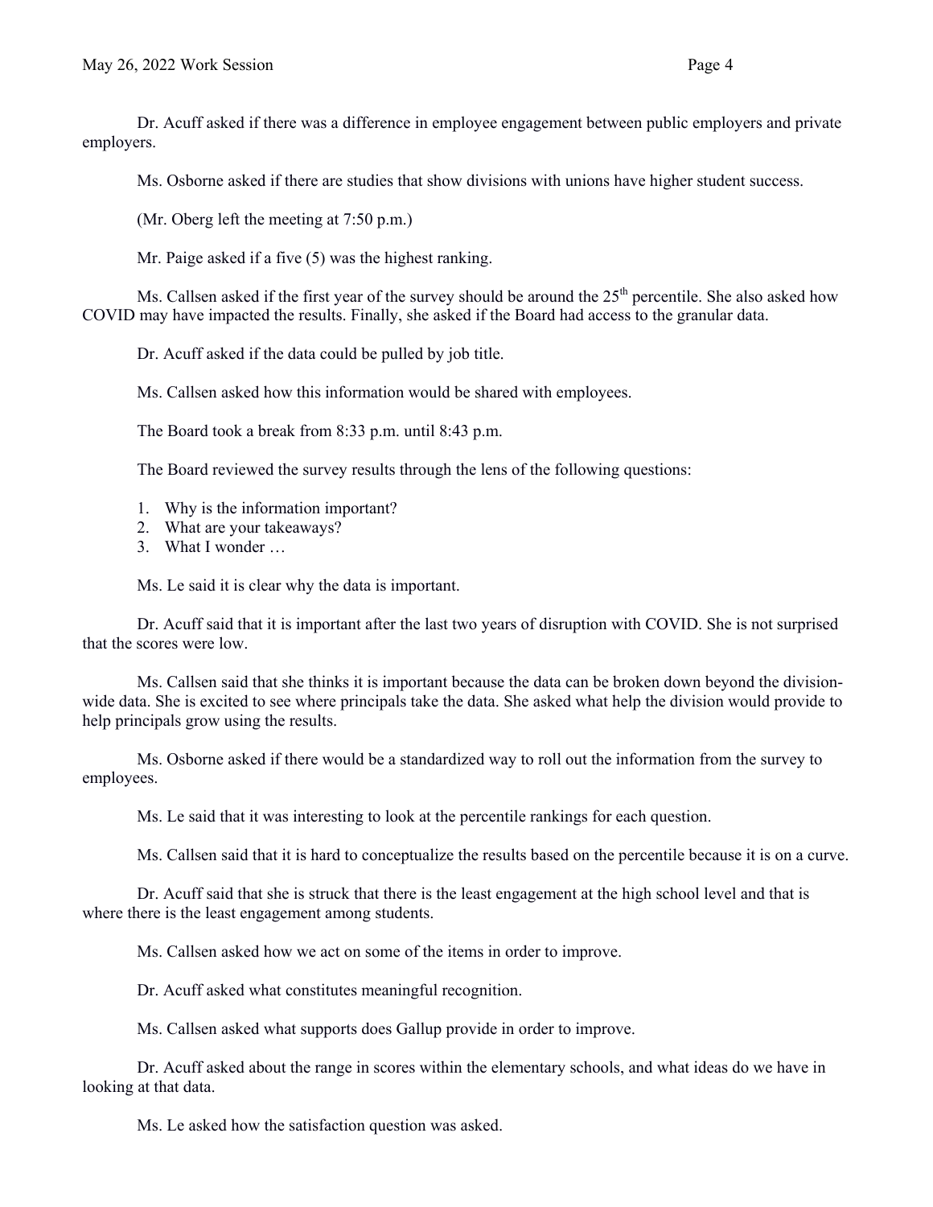Dr. Acuff asked if there was a difference in employee engagement between public employers and private employers.

Ms. Osborne asked if there are studies that show divisions with unions have higher student success.

(Mr. Oberg left the meeting at 7:50 p.m.)

Mr. Paige asked if a five (5) was the highest ranking.

Ms. Callsen asked if the first year of the survey should be around the 25th percentile. She also asked how COVID may have impacted the results. Finally, she asked if the Board had access to the granular data.

Dr. Acuff asked if the data could be pulled by job title.

Ms. Callsen asked how this information would be shared with employees.

The Board took a break from 8:33 p.m. until 8:43 p.m.

The Board reviewed the survey results through the lens of the following questions:

1. Why is the information important?
2. What are your takeaways?
3. What I wonder …

Ms. Le said it is clear why the data is important.

Dr. Acuff said that it is important after the last two years of disruption with COVID. She is not surprised that the scores were low.

Ms. Callsen said that she thinks it is important because the data can be broken down beyond the division-wide data. She is excited to see where principals take the data. She asked what help the division would provide to help principals grow using the results.

Ms. Osborne asked if there would be a standardized way to roll out the information from the survey to employees.

Ms. Le said that it was interesting to look at the percentile rankings for each question.

Ms. Callsen said that it is hard to conceptualize the results based on the percentile because it is on a curve.

Dr. Acuff said that she is struck that there is the least engagement at the high school level and that is where there is the least engagement among students.

Ms. Callsen asked how we act on some of the items in order to improve.

Dr. Acuff asked what constitutes meaningful recognition.

Ms. Callsen asked what supports does Gallup provide in order to improve.

Dr. Acuff asked about the range in scores within the elementary schools, and what ideas do we have in looking at that data.

Ms. Le asked how the satisfaction question was asked.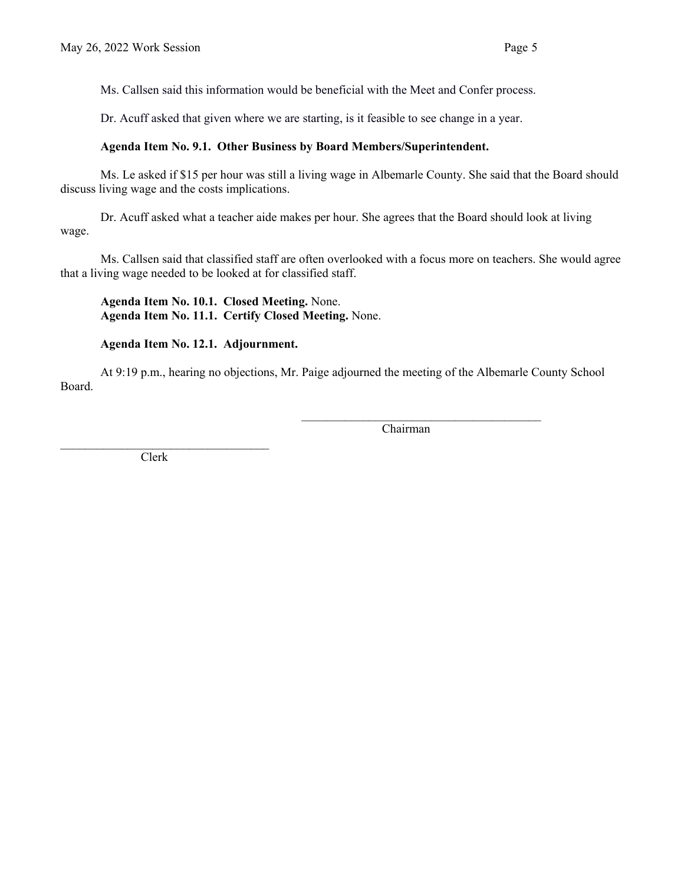Ms. Callsen said this information would be beneficial with the Meet and Confer process.

Dr. Acuff asked that given where we are starting, is it feasible to see change in a year.

**Agenda Item No. 9.1. Other Business by Board Members/Superintendent.**

Ms. Le asked if $15 per hour was still a living wage in Albemarle County. She said that the Board should discuss living wage and the costs implications.

Dr. Acuff asked what a teacher aide makes per hour. She agrees that the Board should look at living wage.

Ms. Callsen said that classified staff are often overlooked with a focus more on teachers. She would agree that a living wage needed to be looked at for classified staff.

**Agenda Item No. 10.1. Closed Meeting.** None.
**Agenda Item No. 11.1. Certify Closed Meeting.** None.

**Agenda Item No. 12.1. Adjournment.**

At 9:19 p.m., hearing no objections, Mr. Paige adjourned the meeting of the Albemarle County School Board.

________________________________________
Chairman

__________________________________
Clerk